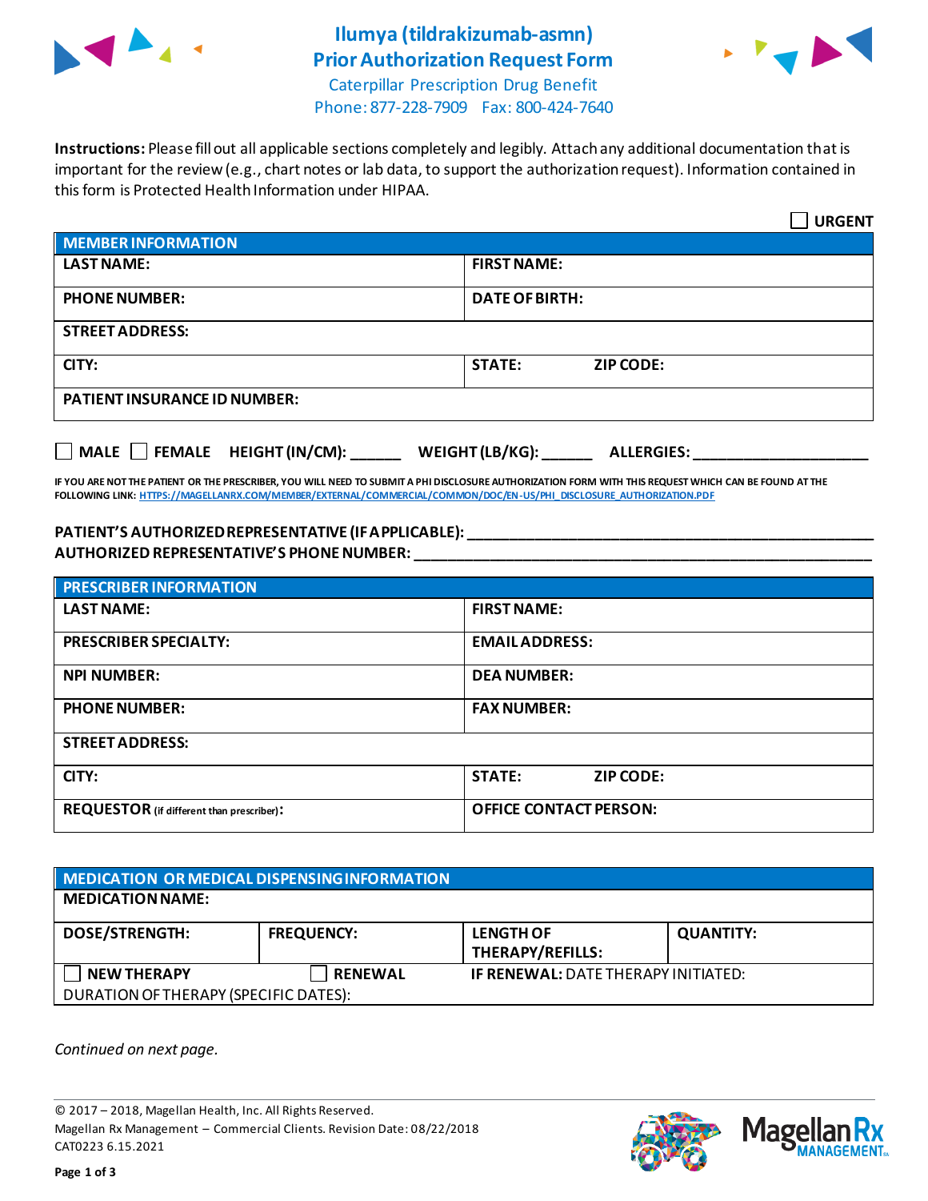# Ilumya (tildrakizumab-asmn)
# Prior Authorization Request Form

Caterpillar Prescription Drug Benefit
Phone: 877-228-7909 Fax: 800-424-7640

**Instructions:** Please fill out all applicable sections completely and legibly. Attach any additional documentation that is important for the review (e.g., chart notes or lab data, to support the authorization request). Information contained in this form is Protected Health Information under HIPAA.

☐ **URGENT**

| **MEMBER INFORMATION** | |
|---|---|
| **LAST NAME:** | **FIRST NAME:** |
| **PHONE NUMBER:** | **DATE OF BIRTH:** |
| **STREET ADDRESS:** | |
| **CITY:** | **STATE:** **ZIP CODE:** |
| **PATIENT INSURANCE ID NUMBER:** | |

☐ **MALE** ☐ **FEMALE** **HEIGHT (IN/CM):** ______ **WEIGHT (LB/KG):** ______ **ALLERGIES:** ____________________

**IF YOU ARE NOT THE PATIENT OR THE PRESCRIBER, YOU WILL NEED TO SUBMIT A PHI DISCLOSURE AUTHORIZATION FORM WITH THIS REQUEST WHICH CAN BE FOUND AT THE FOLLOWING LINK: HTTPS://MAGELLANRX.COM/MEMBER/EXTERNAL/COMMERCIAL/COMMON/DOC/EN-US/PHI_DISCLOSURE_AUTHORIZATION.PDF**

**PATIENT'S AUTHORIZED REPRESENTATIVE (IF APPLICABLE):** ____________________________________________
**AUTHORIZED REPRESENTATIVE'S PHONE NUMBER:** ____________________________________________

| **PRESCRIBER INFORMATION** | |
|---|---|
| **LAST NAME:** | **FIRST NAME:** |
| **PRESCRIBER SPECIALTY:** | **EMAIL ADDRESS:** |
| **NPI NUMBER:** | **DEA NUMBER:** |
| **PHONE NUMBER:** | **FAX NUMBER:** |
| **STREET ADDRESS:** | |
| **CITY:** | **STATE:** **ZIP CODE:** |
| **REQUESTOR** (if different than prescriber)**:** | **OFFICE CONTACT PERSON:** |

| **MEDICATION OR MEDICAL DISPENSING INFORMATION** | | | |
|---|---|---|---|
| **MEDICATION NAME:** | | | |
| **DOSE/STRENGTH:** | **FREQUENCY:** | **LENGTH OF THERAPY/REFILLS:** | **QUANTITY:** |
| ☐ **NEW THERAPY** | ☐ **RENEWAL** | **IF RENEWAL:** DATE THERAPY INITIATED: | |
| DURATION OF THERAPY (SPECIFIC DATES): | | | |

*Continued on next page.*

© 2017 – 2018, Magellan Health, Inc. All Rights Reserved.
Magellan Rx Management – Commercial Clients. Revision Date: 08/22/2018
CAT0223 6.15.2021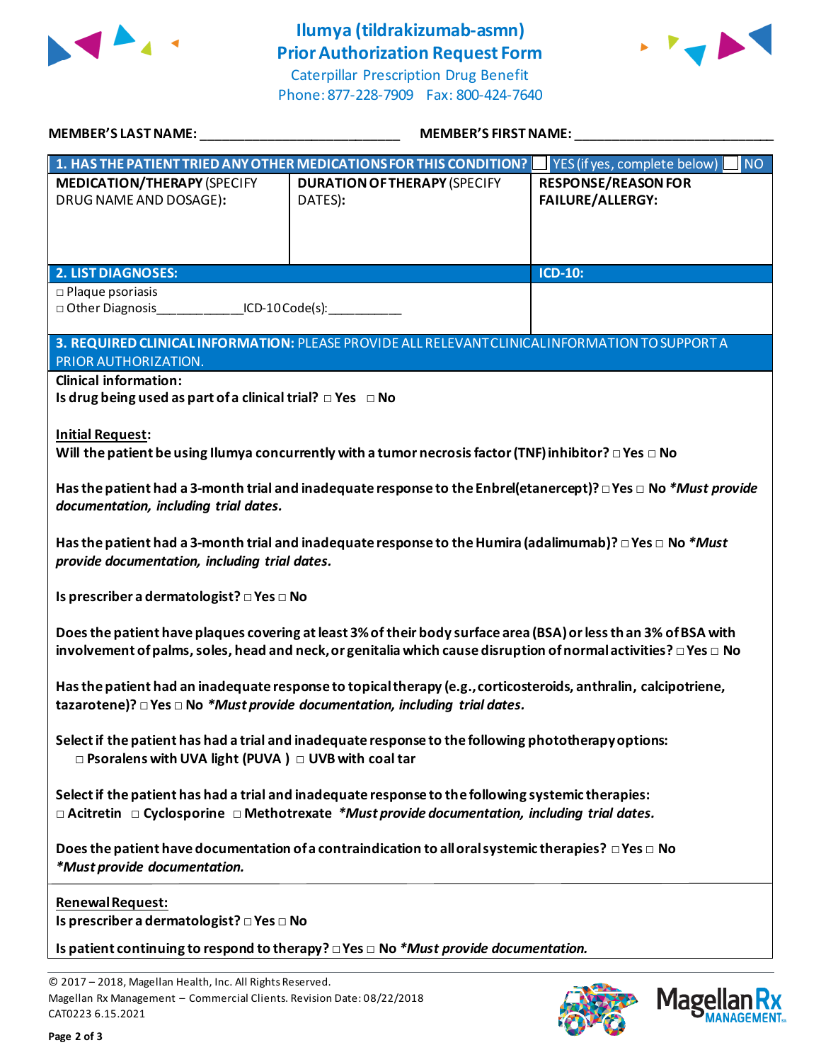# Ilumya (tildrakizumab-asmn) Prior Authorization Request Form

Caterpillar Prescription Drug Benefit
Phone: 877-228-7909 Fax: 800-424-7640

**MEMBER'S LAST NAME:** ___________________________ **MEMBER'S FIRST NAME:** ___________________________

| **1. HAS THE PATIENT TRIED ANY OTHER MEDICATIONS FOR THIS CONDITION?** | | ☐ YES (if yes, complete below) ☐ NO |
|---|---|---|
| **MEDICATION/THERAPY** (SPECIFY DRUG NAME AND DOSAGE): | **DURATION OF THERAPY** (SPECIFY DATES): | **RESPONSE/REASON FOR FAILURE/ALLERGY:** |
| | | |

| **2. LIST DIAGNOSES:** | **ICD-10:** |
|---|---|
| □ Plaque psoriasis<br>□ Other Diagnosis____________ICD-10 Code(s):__________ | |

**3. REQUIRED CLINICAL INFORMATION:** PLEASE PROVIDE ALL RELEVANT CLINICAL INFORMATION TO SUPPORT A PRIOR AUTHORIZATION.

**Clinical information:**
**Is drug being used as part of a clinical trial?** □ **Yes** □ **No**

**Initial Request:**
**Will the patient be using Ilumya concurrently with a tumor necrosis factor (TNF) inhibitor?** □ **Yes** □ **No**

**Has the patient had a 3-month trial and inadequate response to the Enbrel (etanercept)?** □ **Yes** □ **No** ***Must provide documentation, including trial dates.***

**Has the patient had a 3-month trial and inadequate response to the Humira (adalimumab)?** □ **Yes** □ **No** ***Must provide documentation, including trial dates.***

**Is prescriber a dermatologist?** □ **Yes** □ **No**

**Does the patient have plaques covering at least 3% of their body surface area (BSA) or less than 3% of BSA with involvement of palms, soles, head and neck, or genitalia which cause disruption of normal activities?** □ **Yes** □ **No**

**Has the patient had an inadequate response to topical therapy (e.g., corticosteroids, anthralin, calcipotriene, tazarotene)?** □ **Yes** □ **No** ***Must provide documentation, including trial dates.***

**Select if the patient has had a trial and inadequate response to the following phototherapy options:**
□ **Psoralens with UVA light (PUVA)** □ **UVB with coal tar**

**Select if the patient has had a trial and inadequate response to the following systemic therapies:**
□ **Acitretin** □ **Cyclosporine** □ **Methotrexate** ***Must provide documentation, including trial dates.***

**Does the patient have documentation of a contraindication to all oral systemic therapies?** □ **Yes** □ **No**
***Must provide documentation.***

**Renewal Request:**
**Is prescriber a dermatologist?** □ **Yes** □ **No**

**Is patient continuing to respond to therapy?** □ **Yes** □ **No** ***Must provide documentation.***

© 2017 – 2018, Magellan Health, Inc. All Rights Reserved.
Magellan Rx Management – Commercial Clients. Revision Date: 08/22/2018
CAT0223 6.15.2021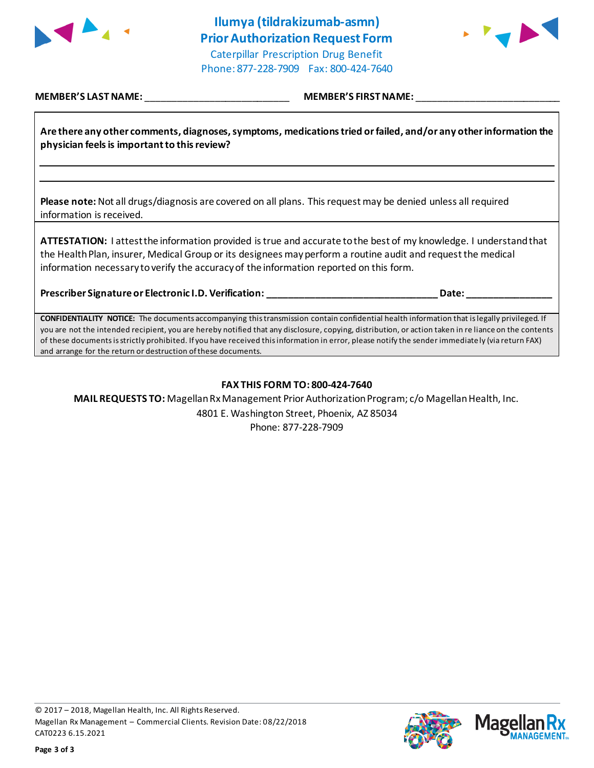# Ilumya (tildrakizumab-asmn)
# Prior Authorization Request Form

Caterpillar Prescription Drug Benefit
Phone: 877-228-7909 Fax: 800-424-7640

**MEMBER'S LAST NAME:** ___________________________ **MEMBER'S FIRST NAME:** ___________________________

**Are there any other comments, diagnoses, symptoms, medications tried or failed, and/or any other information the physician feels is important to this review?**

_______________________________________________________________________________

_______________________________________________________________________________

**Please note:** Not all drugs/diagnosis are covered on all plans. This request may be denied unless all required information is received.

**ATTESTATION:** I attest the information provided is true and accurate to the best of my knowledge. I understand that the Health Plan, insurer, Medical Group or its designees may perform a routine audit and request the medical information necessary to verify the accuracy of the information reported on this form.

**Prescriber Signature or Electronic I.D. Verification:** _______________________________ **Date:** _______________

**CONFIDENTIALITY NOTICE:** The documents accompanying this transmission contain confidential health information that is legally privileged. If you are not the intended recipient, you are hereby notified that any disclosure, copying, distribution, or action taken in reliance on the contents of these documents is strictly prohibited. If you have received this information in error, please notify the sender immediately (via return FAX) and arrange for the return or destruction of these documents.

**FAX THIS FORM TO: 800-424-7640**

**MAIL REQUESTS TO:** Magellan Rx Management Prior Authorization Program; c/o Magellan Health, Inc.
4801 E. Washington Street, Phoenix, AZ 85034
Phone: 877-228-7909

© 2017 – 2018, Magellan Health, Inc. All Rights Reserved.
Magellan Rx Management – Commercial Clients. Revision Date: 08/22/2018
CAT0223 6.15.2021